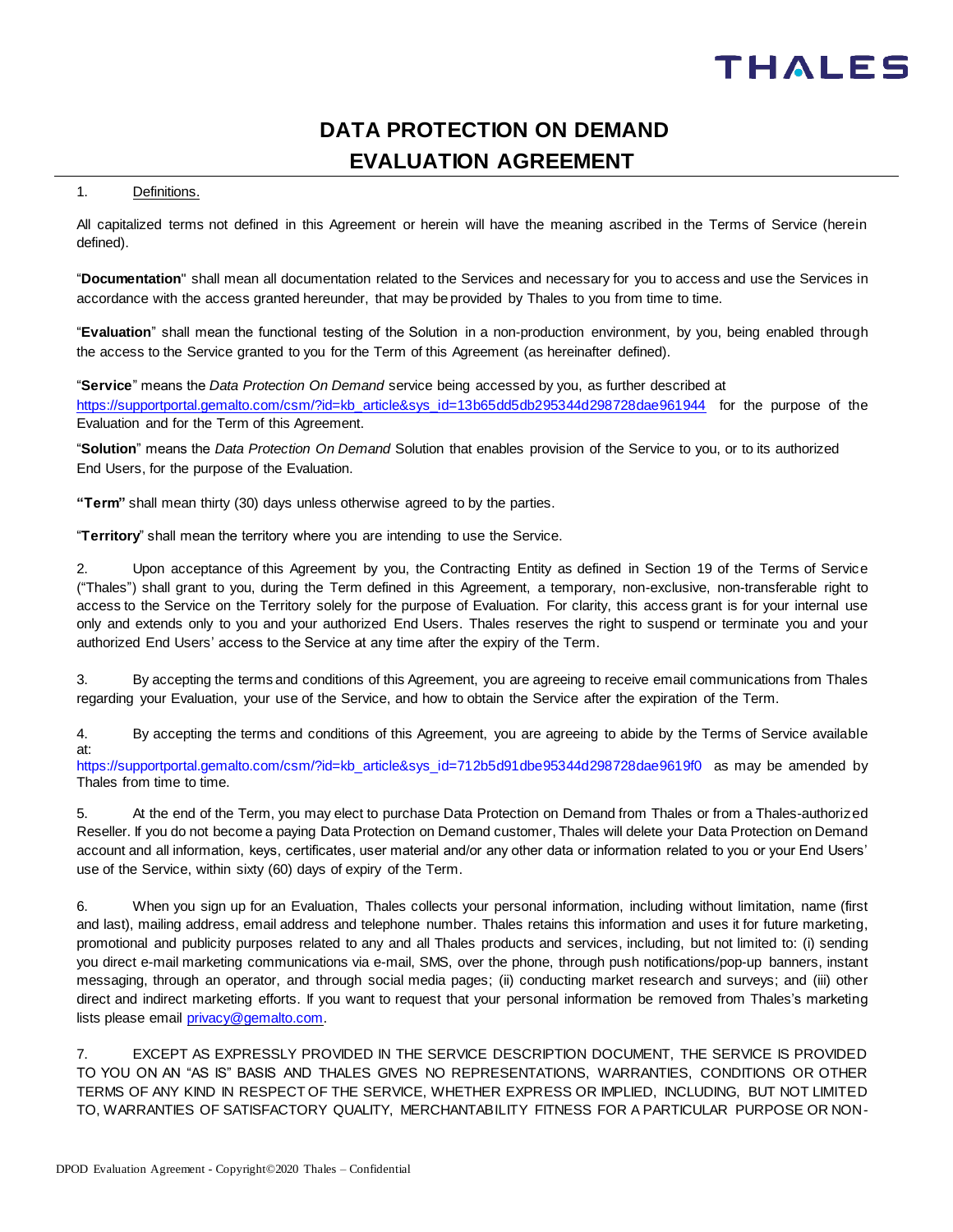THALES

# DATA PROTECTION ON DEMAND
# EVALUATION AGREEMENT

1. Definitions.

All capitalized terms not defined in this Agreement or herein will have the meaning ascribed in the Terms of Service (herein defined).

"**Documentation**" shall mean all documentation related to the Services and necessary for you to access and use the Services in accordance with the access granted hereunder, that may be provided by Thales to you from time to time.

"**Evaluation**" shall mean the functional testing of the Solution in a non-production environment, by you, being enabled through the access to the Service granted to you for the Term of this Agreement (as hereinafter defined).

"**Service**" means the *Data Protection On Demand* service being accessed by you, as further described at https://supportportal.gemalto.com/csm/?id=kb_article&sys_id=13b65dd5db295344d298728dae961944 for the purpose of the Evaluation and for the Term of this Agreement.

"**Solution**" means the *Data Protection On Demand* Solution that enables provision of the Service to you, or to its authorized End Users, for the purpose of the Evaluation.

**"Term"** shall mean thirty (30) days unless otherwise agreed to by the parties.

"**Territory**" shall mean the territory where you are intending to use the Service.

2. Upon acceptance of this Agreement by you, the Contracting Entity as defined in Section 19 of the Terms of Service ("Thales") shall grant to you, during the Term defined in this Agreement, a temporary, non-exclusive, non-transferable right to access to the Service on the Territory solely for the purpose of Evaluation. For clarity, this access grant is for your internal use only and extends only to you and your authorized End Users. Thales reserves the right to suspend or terminate you and your authorized End Users' access to the Service at any time after the expiry of the Term.

3. By accepting the terms and conditions of this Agreement, you are agreeing to receive email communications from Thales regarding your Evaluation, your use of the Service, and how to obtain the Service after the expiration of the Term.

4. By accepting the terms and conditions of this Agreement, you are agreeing to abide by the Terms of Service available at:
https://supportportal.gemalto.com/csm/?id=kb_article&sys_id=712b5d91dbe95344d298728dae9619f0 as may be amended by Thales from time to time.

5. At the end of the Term, you may elect to purchase Data Protection on Demand from Thales or from a Thales-authorized Reseller. If you do not become a paying Data Protection on Demand customer, Thales will delete your Data Protection on Demand account and all information, keys, certificates, user material and/or any other data or information related to you or your End Users' use of the Service, within sixty (60) days of expiry of the Term.

6. When you sign up for an Evaluation, Thales collects your personal information, including without limitation, name (first and last), mailing address, email address and telephone number. Thales retains this information and uses it for future marketing, promotional and publicity purposes related to any and all Thales products and services, including, but not limited to: (i) sending you direct e-mail marketing communications via e-mail, SMS, over the phone, through push notifications/pop-up banners, instant messaging, through an operator, and through social media pages; (ii) conducting market research and surveys; and (iii) other direct and indirect marketing efforts. If you want to request that your personal information be removed from Thales's marketing lists please email privacy@gemalto.com.

7. EXCEPT AS EXPRESSLY PROVIDED IN THE SERVICE DESCRIPTION DOCUMENT, THE SERVICE IS PROVIDED TO YOU ON AN "AS IS" BASIS AND THALES GIVES NO REPRESENTATIONS, WARRANTIES, CONDITIONS OR OTHER TERMS OF ANY KIND IN RESPECT OF THE SERVICE, WHETHER EXPRESS OR IMPLIED, INCLUDING, BUT NOT LIMITED TO, WARRANTIES OF SATISFACTORY QUALITY, MERCHANTABILITY FITNESS FOR A PARTICULAR PURPOSE OR NON-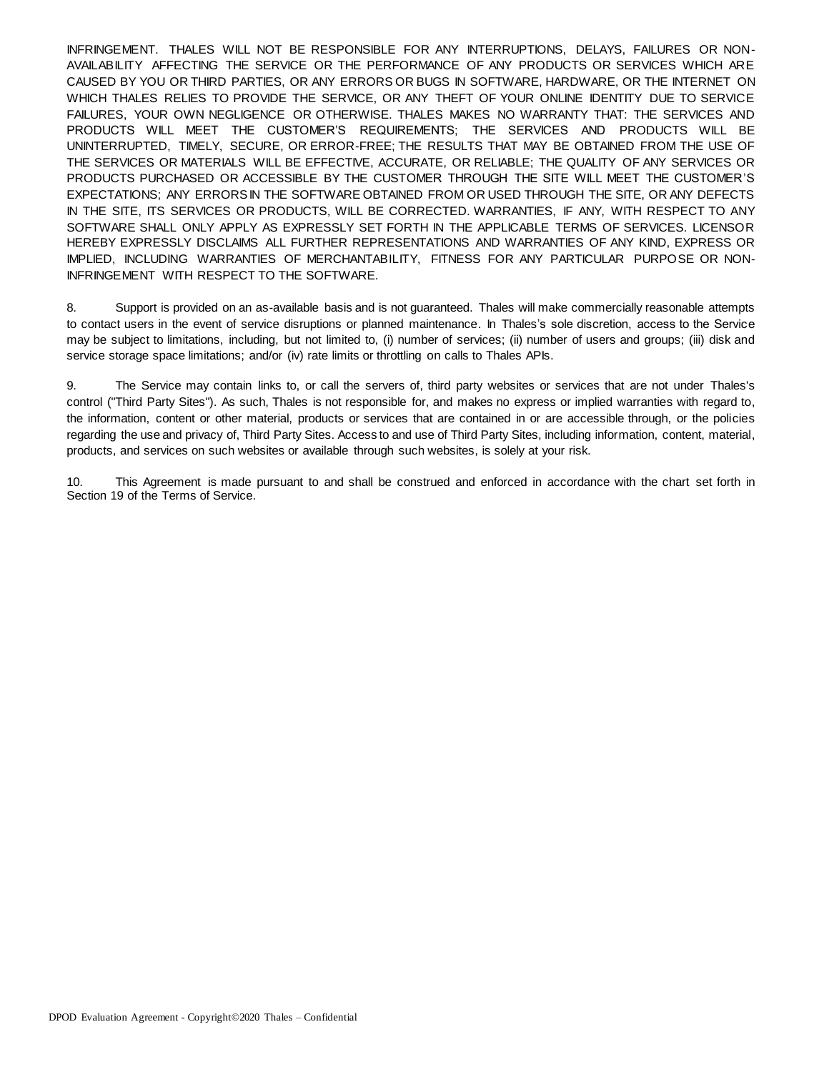INFRINGEMENT. THALES WILL NOT BE RESPONSIBLE FOR ANY INTERRUPTIONS, DELAYS, FAILURES OR NON-AVAILABILITY AFFECTING THE SERVICE OR THE PERFORMANCE OF ANY PRODUCTS OR SERVICES WHICH ARE CAUSED BY YOU OR THIRD PARTIES, OR ANY ERRORS OR BUGS IN SOFTWARE, HARDWARE, OR THE INTERNET ON WHICH THALES RELIES TO PROVIDE THE SERVICE, OR ANY THEFT OF YOUR ONLINE IDENTITY DUE TO SERVICE FAILURES, YOUR OWN NEGLIGENCE OR OTHERWISE. THALES MAKES NO WARRANTY THAT: THE SERVICES AND PRODUCTS WILL MEET THE CUSTOMER'S REQUIREMENTS; THE SERVICES AND PRODUCTS WILL BE UNINTERRUPTED, TIMELY, SECURE, OR ERROR-FREE; THE RESULTS THAT MAY BE OBTAINED FROM THE USE OF THE SERVICES OR MATERIALS WILL BE EFFECTIVE, ACCURATE, OR RELIABLE; THE QUALITY OF ANY SERVICES OR PRODUCTS PURCHASED OR ACCESSIBLE BY THE CUSTOMER THROUGH THE SITE WILL MEET THE CUSTOMER'S EXPECTATIONS; ANY ERRORS IN THE SOFTWARE OBTAINED FROM OR USED THROUGH THE SITE, OR ANY DEFECTS IN THE SITE, ITS SERVICES OR PRODUCTS, WILL BE CORRECTED. WARRANTIES, IF ANY, WITH RESPECT TO ANY SOFTWARE SHALL ONLY APPLY AS EXPRESSLY SET FORTH IN THE APPLICABLE TERMS OF SERVICES. LICENSOR HEREBY EXPRESSLY DISCLAIMS ALL FURTHER REPRESENTATIONS AND WARRANTIES OF ANY KIND, EXPRESS OR IMPLIED, INCLUDING WARRANTIES OF MERCHANTABILITY, FITNESS FOR ANY PARTICULAR PURPOSE OR NON-INFRINGEMENT WITH RESPECT TO THE SOFTWARE.

8. Support is provided on an as-available basis and is not guaranteed. Thales will make commercially reasonable attempts to contact users in the event of service disruptions or planned maintenance. In Thales's sole discretion, access to the Service may be subject to limitations, including, but not limited to, (i) number of services; (ii) number of users and groups; (iii) disk and service storage space limitations; and/or (iv) rate limits or throttling on calls to Thales APIs.

9. The Service may contain links to, or call the servers of, third party websites or services that are not under Thales's control ("Third Party Sites"). As such, Thales is not responsible for, and makes no express or implied warranties with regard to, the information, content or other material, products or services that are contained in or are accessible through, or the policies regarding the use and privacy of, Third Party Sites. Access to and use of Third Party Sites, including information, content, material, products, and services on such websites or available through such websites, is solely at your risk.

10. This Agreement is made pursuant to and shall be construed and enforced in accordance with the chart set forth in Section 19 of the Terms of Service.